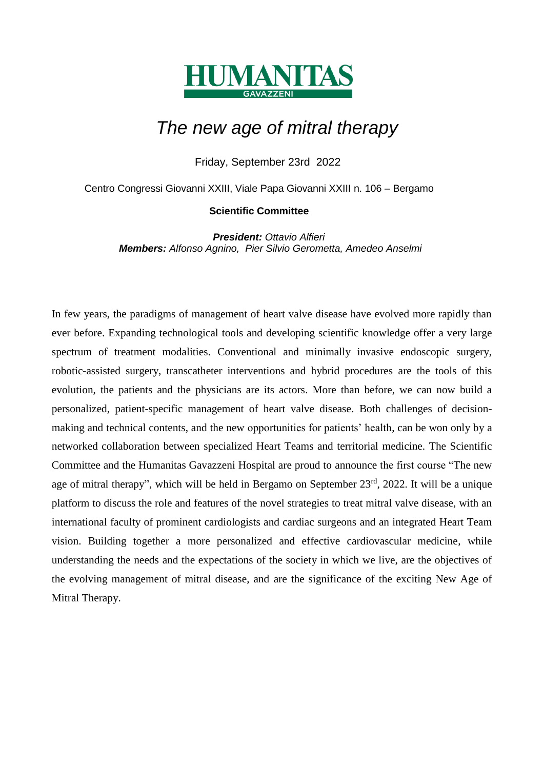HUMANITAS

GAVAZZENI

# *The new age of mitral therapy*

Friday, September 23rd 2022

Centro Congressi Giovanni XXIII, Viale Papa Giovanni XXIII n. 106 – Bergamo

**Scientific Committee**

***President:*** *Ottavio Alfieri*
***Members:*** *Alfonso Agnino, Pier Silvio Gerometta, Amedeo Anselmi*

In few years, the paradigms of management of heart valve disease have evolved more rapidly than ever before. Expanding technological tools and developing scientific knowledge offer a very large spectrum of treatment modalities. Conventional and minimally invasive endoscopic surgery, robotic-assisted surgery, transcatheter interventions and hybrid procedures are the tools of this evolution, the patients and the physicians are its actors. More than before, we can now build a personalized, patient-specific management of heart valve disease. Both challenges of decision-making and technical contents, and the new opportunities for patients' health, can be won only by a networked collaboration between specialized Heart Teams and territorial medicine. The Scientific Committee and the Humanitas Gavazzeni Hospital are proud to announce the first course "The new age of mitral therapy", which will be held in Bergamo on September 23rd, 2022. It will be a unique platform to discuss the role and features of the novel strategies to treat mitral valve disease, with an international faculty of prominent cardiologists and cardiac surgeons and an integrated Heart Team vision. Building together a more personalized and effective cardiovascular medicine, while understanding the needs and the expectations of the society in which we live, are the objectives of the evolving management of mitral disease, and are the significance of the exciting New Age of Mitral Therapy.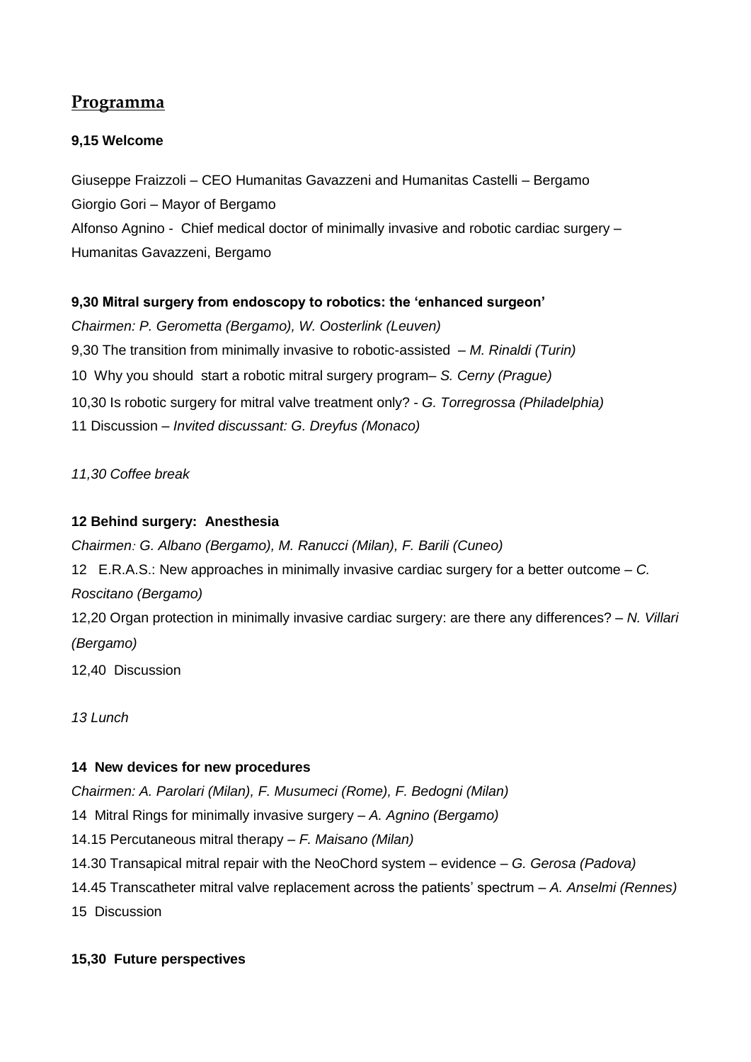## Programma

**9,15 Welcome**

Giuseppe Fraizzoli – CEO Humanitas Gavazzeni and Humanitas Castelli – Bergamo
Giorgio Gori – Mayor of Bergamo
Alfonso Agnino - Chief medical doctor of minimally invasive and robotic cardiac surgery – Humanitas Gavazzeni, Bergamo

**9,30 Mitral surgery from endoscopy to robotics: the 'enhanced surgeon'**

*Chairmen: P. Gerometta (Bergamo), W. Oosterlink (Leuven)*
9,30 The transition from minimally invasive to robotic-assisted – *M. Rinaldi (Turin)*
10 Why you should start a robotic mitral surgery program– *S. Cerny (Prague)*
10,30 Is robotic surgery for mitral valve treatment only? - *G. Torregrossa (Philadelphia)*
11 Discussion – *Invited discussant: G. Dreyfus (Monaco)*

*11,30 Coffee break*

**12 Behind surgery: Anesthesia**

*Chairmen: G. Albano (Bergamo), M. Ranucci (Milan), F. Barili (Cuneo)*
12 E.R.A.S.: New approaches in minimally invasive cardiac surgery for a better outcome – *C. Roscitano (Bergamo)*
12,20 Organ protection in minimally invasive cardiac surgery: are there any differences? – *N. Villari (Bergamo)*
12,40 Discussion

*13 Lunch*

**14 New devices for new procedures**

*Chairmen: A. Parolari (Milan), F. Musumeci (Rome), F. Bedogni (Milan)*
14 Mitral Rings for minimally invasive surgery – *A. Agnino (Bergamo)*
14.15 Percutaneous mitral therapy – *F. Maisano (Milan)*
14.30 Transapical mitral repair with the NeoChord system – evidence – *G. Gerosa (Padova)*
14.45 Transcatheter mitral valve replacement across the patients' spectrum – *A. Anselmi (Rennes)*
15 Discussion

**15,30 Future perspectives**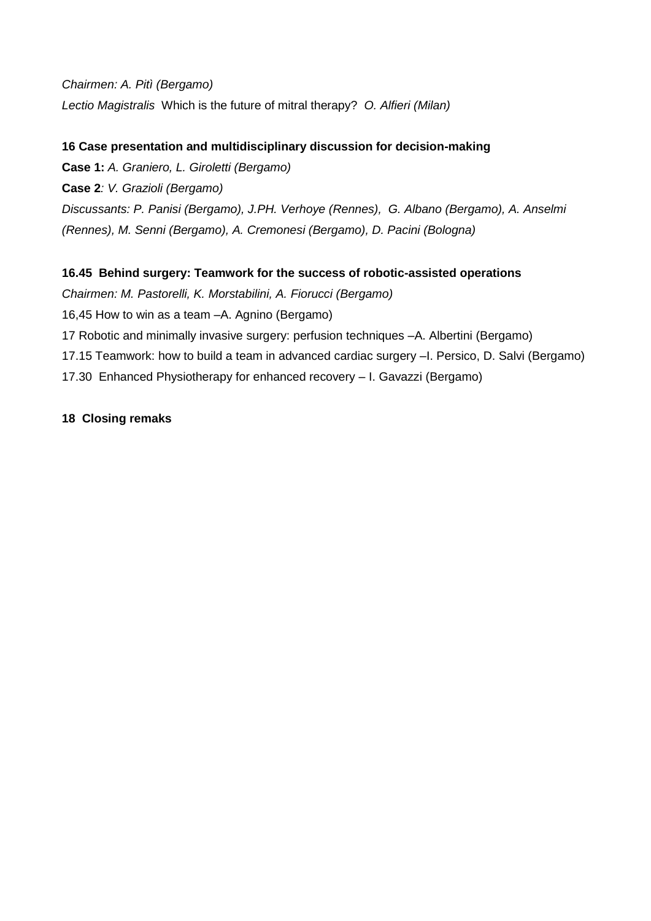*Chairmen: A. Pitì (Bergamo)*

*Lectio Magistralis* Which is the future of mitral therapy? *O. Alfieri (Milan)*

**16 Case presentation and multidisciplinary discussion for decision-making**

**Case 1:** *A. Graniero, L. Giroletti (Bergamo)*

**Case 2***: V. Grazioli (Bergamo)*

*Discussants: P. Panisi (Bergamo), J.PH. Verhoye (Rennes), G. Albano (Bergamo), A. Anselmi (Rennes), M. Senni (Bergamo), A. Cremonesi (Bergamo), D. Pacini (Bologna)*

**16.45 Behind surgery: Teamwork for the success of robotic-assisted operations**

*Chairmen: M. Pastorelli, K. Morstabilini, A. Fiorucci (Bergamo)*

16,45 How to win as a team –A. Agnino (Bergamo)

17 Robotic and minimally invasive surgery: perfusion techniques –A. Albertini (Bergamo)

17.15 Teamwork: how to build a team in advanced cardiac surgery –I. Persico, D. Salvi (Bergamo)

17.30 Enhanced Physiotherapy for enhanced recovery – I. Gavazzi (Bergamo)

**18 Closing remaks**